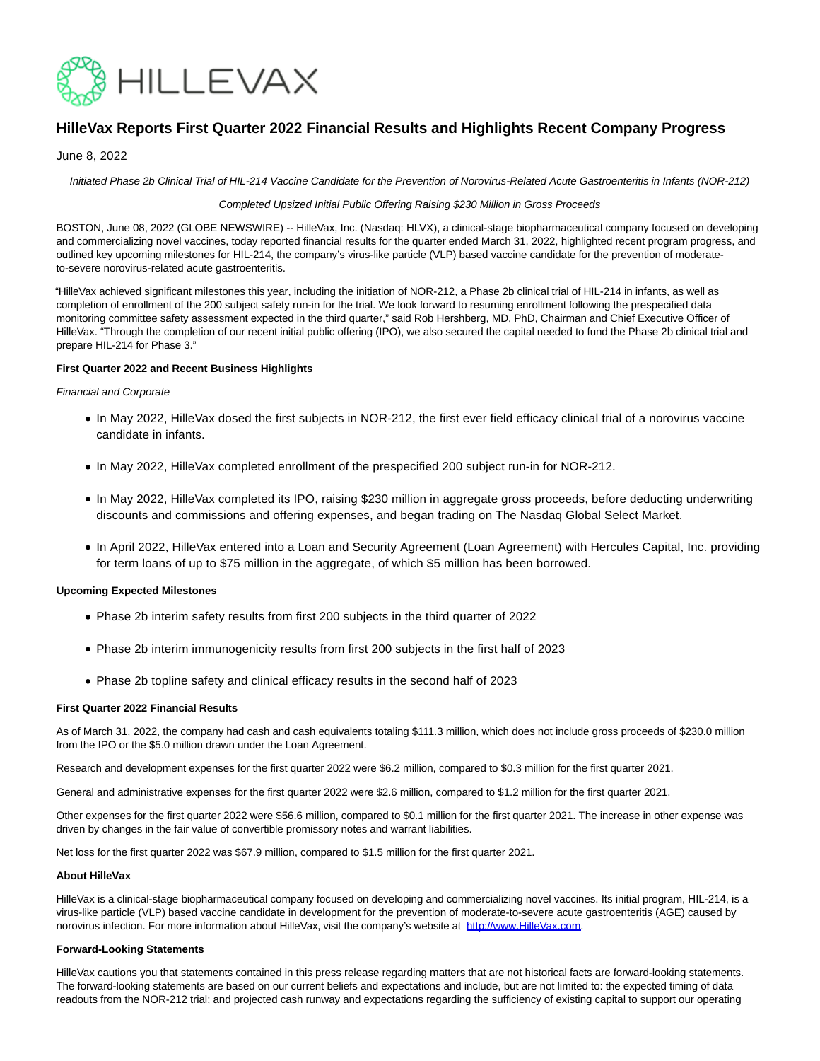# HilleVax Reports First Quarter 2022 Financial Results and Highlights Recent Company Progress

June 8, 2022

*Initiated Phase 2b Clinical Trial of HIL-214 Vaccine Candidate for the Prevention of Norovirus-Related Acute Gastroenteritis in Infants (NOR-212)*

*Completed Upsized Initial Public Offering Raising $230 Million in Gross Proceeds*

BOSTON, June 08, 2022 (GLOBE NEWSWIRE) -- HilleVax, Inc. (Nasdaq: HLVX), a clinical-stage biopharmaceutical company focused on developing and commercializing novel vaccines, today reported financial results for the quarter ended March 31, 2022, highlighted recent program progress, and outlined key upcoming milestones for HIL-214, the company's virus-like particle (VLP) based vaccine candidate for the prevention of moderate-to-severe norovirus-related acute gastroenteritis.

"HilleVax achieved significant milestones this year, including the initiation of NOR-212, a Phase 2b clinical trial of HIL-214 in infants, as well as completion of enrollment of the 200 subject safety run-in for the trial. We look forward to resuming enrollment following the prespecified data monitoring committee safety assessment expected in the third quarter," said Rob Hershberg, MD, PhD, Chairman and Chief Executive Officer of HilleVax. "Through the completion of our recent initial public offering (IPO), we also secured the capital needed to fund the Phase 2b clinical trial and prepare HIL-214 for Phase 3."

**First Quarter 2022 and Recent Business Highlights**

*Financial and Corporate*

- In May 2022, HilleVax dosed the first subjects in NOR-212, the first ever field efficacy clinical trial of a norovirus vaccine candidate in infants.
- In May 2022, HilleVax completed enrollment of the prespecified 200 subject run-in for NOR-212.
- In May 2022, HilleVax completed its IPO, raising $230 million in aggregate gross proceeds, before deducting underwriting discounts and commissions and offering expenses, and began trading on The Nasdaq Global Select Market.
- In April 2022, HilleVax entered into a Loan and Security Agreement (Loan Agreement) with Hercules Capital, Inc. providing for term loans of up to $75 million in the aggregate, of which $5 million has been borrowed.

**Upcoming Expected Milestones**

- Phase 2b interim safety results from first 200 subjects in the third quarter of 2022
- Phase 2b interim immunogenicity results from first 200 subjects in the first half of 2023
- Phase 2b topline safety and clinical efficacy results in the second half of 2023

**First Quarter 2022 Financial Results**

As of March 31, 2022, the company had cash and cash equivalents totaling $111.3 million, which does not include gross proceeds of $230.0 million from the IPO or the $5.0 million drawn under the Loan Agreement.

Research and development expenses for the first quarter 2022 were $6.2 million, compared to $0.3 million for the first quarter 2021.

General and administrative expenses for the first quarter 2022 were $2.6 million, compared to $1.2 million for the first quarter 2021.

Other expenses for the first quarter 2022 were $56.6 million, compared to $0.1 million for the first quarter 2021. The increase in other expense was driven by changes in the fair value of convertible promissory notes and warrant liabilities.

Net loss for the first quarter 2022 was $67.9 million, compared to $1.5 million for the first quarter 2021.

**About HilleVax**

HilleVax is a clinical-stage biopharmaceutical company focused on developing and commercializing novel vaccines. Its initial program, HIL-214, is a virus-like particle (VLP) based vaccine candidate in development for the prevention of moderate-to-severe acute gastroenteritis (AGE) caused by norovirus infection. For more information about HilleVax, visit the company's website at [http://www.HilleVax.com](http://www.HilleVax.com).

**Forward-Looking Statements**

HilleVax cautions you that statements contained in this press release regarding matters that are not historical facts are forward-looking statements. The forward-looking statements are based on our current beliefs and expectations and include, but are not limited to: the expected timing of data readouts from the NOR-212 trial; and projected cash runway and expectations regarding the sufficiency of existing capital to support our operating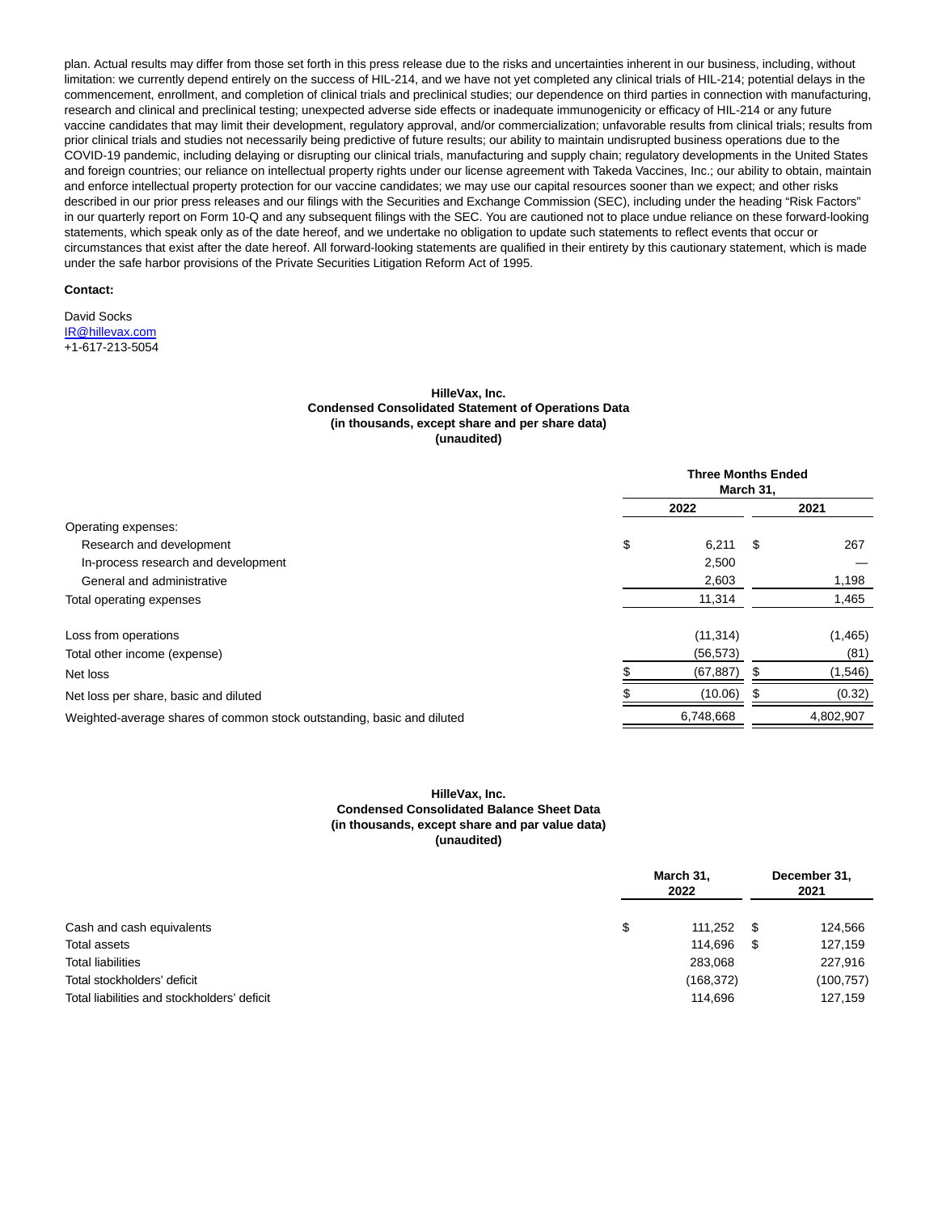plan. Actual results may differ from those set forth in this press release due to the risks and uncertainties inherent in our business, including, without limitation: we currently depend entirely on the success of HIL-214, and we have not yet completed any clinical trials of HIL-214; potential delays in the commencement, enrollment, and completion of clinical trials and preclinical studies; our dependence on third parties in connection with manufacturing, research and clinical and preclinical testing; unexpected adverse side effects or inadequate immunogenicity or efficacy of HIL-214 or any future vaccine candidates that may limit their development, regulatory approval, and/or commercialization; unfavorable results from clinical trials; results from prior clinical trials and studies not necessarily being predictive of future results; our ability to maintain undisrupted business operations due to the COVID-19 pandemic, including delaying or disrupting our clinical trials, manufacturing and supply chain; regulatory developments in the United States and foreign countries; our reliance on intellectual property rights under our license agreement with Takeda Vaccines, Inc.; our ability to obtain, maintain and enforce intellectual property protection for our vaccine candidates; we may use our capital resources sooner than we expect; and other risks described in our prior press releases and our filings with the Securities and Exchange Commission (SEC), including under the heading "Risk Factors" in our quarterly report on Form 10-Q and any subsequent filings with the SEC. You are cautioned not to place undue reliance on these forward-looking statements, which speak only as of the date hereof, and we undertake no obligation to update such statements to reflect events that occur or circumstances that exist after the date hereof. All forward-looking statements are qualified in their entirety by this cautionary statement, which is made under the safe harbor provisions of the Private Securities Litigation Reform Act of 1995.

**Contact:**

David Socks
IR@hillevax.com
+1-617-213-5054

**HilleVax, Inc.**
**Condensed Consolidated Statement of Operations Data**
**(in thousands, except share and per share data)**
**(unaudited)**

| | Three Months Ended March 31, 2022 | Three Months Ended March 31, 2021 |
|---|---|---|
| Operating expenses: | | |
| Research and development | $ 6,211 | $ 267 |
| In-process research and development | 2,500 | — |
| General and administrative | 2,603 | 1,198 |
| Total operating expenses | 11,314 | 1,465 |
| Loss from operations | (11,314) | (1,465) |
| Total other income (expense) | (56,573) | (81) |
| Net loss | $ (67,887) | $ (1,546) |
| Net loss per share, basic and diluted | $ (10.06) | $ (0.32) |
| Weighted-average shares of common stock outstanding, basic and diluted | 6,748,668 | 4,802,907 |

**HilleVax, Inc.**
**Condensed Consolidated Balance Sheet Data**
**(in thousands, except share and par value data)**
**(unaudited)**

| | March 31, 2022 | December 31, 2021 |
|---|---|---|
| Cash and cash equivalents | $ 111,252 | $ 124,566 |
| Total assets | 114,696 | $ 127,159 |
| Total liabilities | 283,068 | 227,916 |
| Total stockholders' deficit | (168,372) | (100,757) |
| Total liabilities and stockholders' deficit | 114,696 | 127,159 |